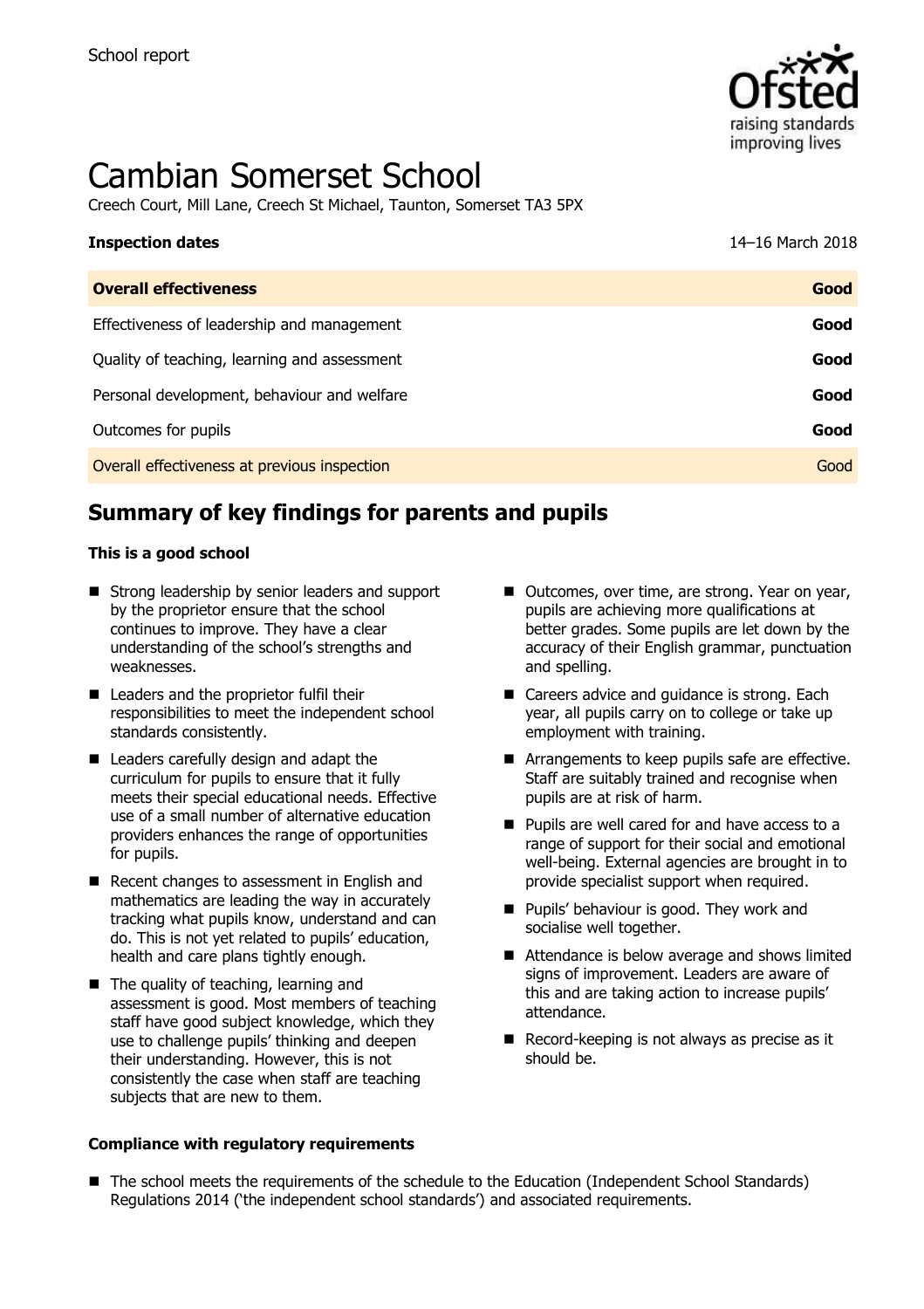School report

# Cambian Somerset School

Creech Court, Mill Lane, Creech St Michael, Taunton, Somerset TA3 5PX

| **Inspection dates** | 14–16 March 2018 |
| --- | --- |
| **Overall effectiveness** | **Good** |
| Effectiveness of leadership and management | **Good** |
| Quality of teaching, learning and assessment | **Good** |
| Personal development, behaviour and welfare | **Good** |
| Outcomes for pupils | **Good** |
| Overall effectiveness at previous inspection | Good |

## Summary of key findings for parents and pupils

**This is a good school**

- Strong leadership by senior leaders and support by the proprietor ensure that the school continues to improve. They have a clear understanding of the school's strengths and weaknesses.
- Leaders and the proprietor fulfil their responsibilities to meet the independent school standards consistently.
- Leaders carefully design and adapt the curriculum for pupils to ensure that it fully meets their special educational needs. Effective use of a small number of alternative education providers enhances the range of opportunities for pupils.
- Recent changes to assessment in English and mathematics are leading the way in accurately tracking what pupils know, understand and can do. This is not yet related to pupils' education, health and care plans tightly enough.
- The quality of teaching, learning and assessment is good. Most members of teaching staff have good subject knowledge, which they use to challenge pupils' thinking and deepen their understanding. However, this is not consistently the case when staff are teaching subjects that are new to them.
- Outcomes, over time, are strong. Year on year, pupils are achieving more qualifications at better grades. Some pupils are let down by the accuracy of their English grammar, punctuation and spelling.
- Careers advice and guidance is strong. Each year, all pupils carry on to college or take up employment with training.
- Arrangements to keep pupils safe are effective. Staff are suitably trained and recognise when pupils are at risk of harm.
- Pupils are well cared for and have access to a range of support for their social and emotional well-being. External agencies are brought in to provide specialist support when required.
- Pupils' behaviour is good. They work and socialise well together.
- Attendance is below average and shows limited signs of improvement. Leaders are aware of this and are taking action to increase pupils' attendance.
- Record-keeping is not always as precise as it should be.

**Compliance with regulatory requirements**

- The school meets the requirements of the schedule to the Education (Independent School Standards) Regulations 2014 ('the independent school standards') and associated requirements.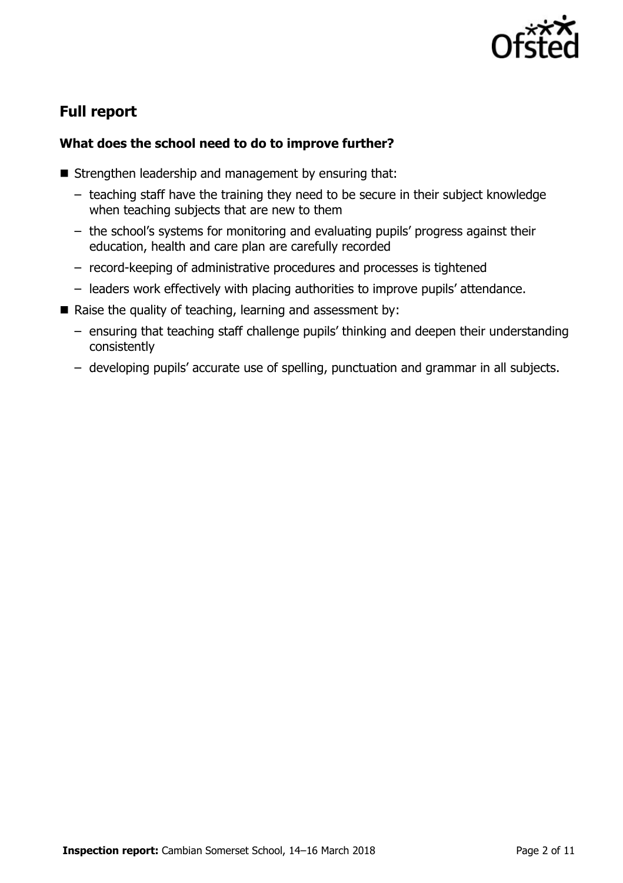## Full report

### What does the school need to do to improve further?

- Strengthen leadership and management by ensuring that:
  - teaching staff have the training they need to be secure in their subject knowledge when teaching subjects that are new to them
  - the school's systems for monitoring and evaluating pupils' progress against their education, health and care plan are carefully recorded
  - record-keeping of administrative procedures and processes is tightened
  - leaders work effectively with placing authorities to improve pupils' attendance.
- Raise the quality of teaching, learning and assessment by:
  - ensuring that teaching staff challenge pupils' thinking and deepen their understanding consistently
  - developing pupils' accurate use of spelling, punctuation and grammar in all subjects.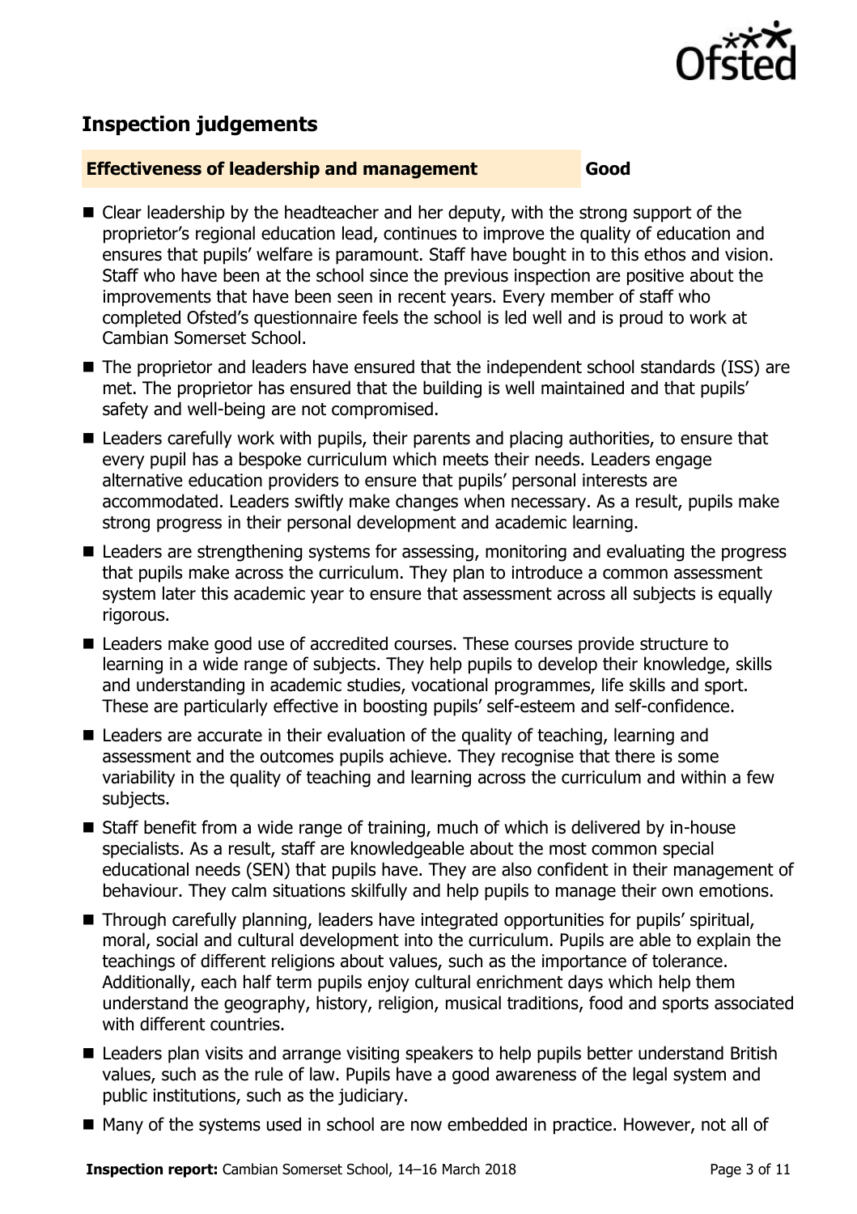## Inspection judgements

| **Effectiveness of leadership and management** | **Good** |
| --- | --- |

- Clear leadership by the headteacher and her deputy, with the strong support of the proprietor's regional education lead, continues to improve the quality of education and ensures that pupils' welfare is paramount. Staff have bought in to this ethos and vision. Staff who have been at the school since the previous inspection are positive about the improvements that have been seen in recent years. Every member of staff who completed Ofsted's questionnaire feels the school is led well and is proud to work at Cambian Somerset School.
- The proprietor and leaders have ensured that the independent school standards (ISS) are met. The proprietor has ensured that the building is well maintained and that pupils' safety and well-being are not compromised.
- Leaders carefully work with pupils, their parents and placing authorities, to ensure that every pupil has a bespoke curriculum which meets their needs. Leaders engage alternative education providers to ensure that pupils' personal interests are accommodated. Leaders swiftly make changes when necessary. As a result, pupils make strong progress in their personal development and academic learning.
- Leaders are strengthening systems for assessing, monitoring and evaluating the progress that pupils make across the curriculum. They plan to introduce a common assessment system later this academic year to ensure that assessment across all subjects is equally rigorous.
- Leaders make good use of accredited courses. These courses provide structure to learning in a wide range of subjects. They help pupils to develop their knowledge, skills and understanding in academic studies, vocational programmes, life skills and sport. These are particularly effective in boosting pupils' self-esteem and self-confidence.
- Leaders are accurate in their evaluation of the quality of teaching, learning and assessment and the outcomes pupils achieve. They recognise that there is some variability in the quality of teaching and learning across the curriculum and within a few subjects.
- Staff benefit from a wide range of training, much of which is delivered by in-house specialists. As a result, staff are knowledgeable about the most common special educational needs (SEN) that pupils have. They are also confident in their management of behaviour. They calm situations skilfully and help pupils to manage their own emotions.
- Through carefully planning, leaders have integrated opportunities for pupils' spiritual, moral, social and cultural development into the curriculum. Pupils are able to explain the teachings of different religions about values, such as the importance of tolerance. Additionally, each half term pupils enjoy cultural enrichment days which help them understand the geography, history, religion, musical traditions, food and sports associated with different countries.
- Leaders plan visits and arrange visiting speakers to help pupils better understand British values, such as the rule of law. Pupils have a good awareness of the legal system and public institutions, such as the judiciary.
- Many of the systems used in school are now embedded in practice. However, not all of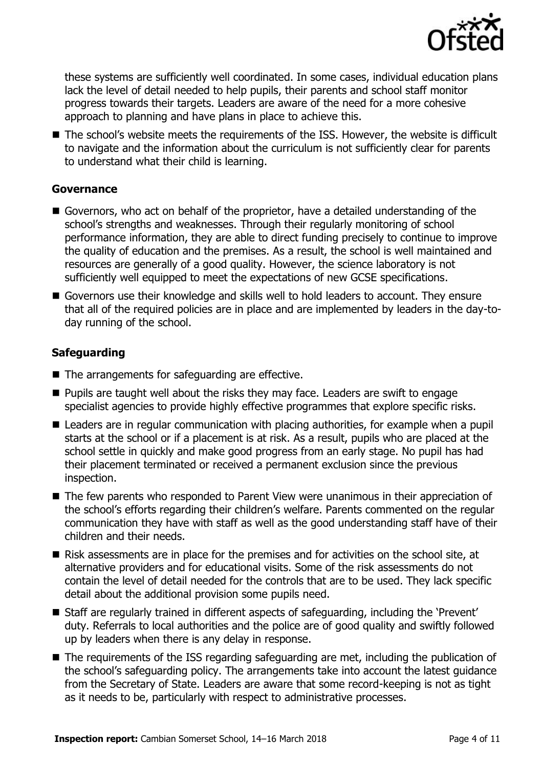these systems are sufficiently well coordinated. In some cases, individual education plans lack the level of detail needed to help pupils, their parents and school staff monitor progress towards their targets. Leaders are aware of the need for a more cohesive approach to planning and have plans in place to achieve this.

- The school's website meets the requirements of the ISS. However, the website is difficult to navigate and the information about the curriculum is not sufficiently clear for parents to understand what their child is learning.

### Governance

- Governors, who act on behalf of the proprietor, have a detailed understanding of the school's strengths and weaknesses. Through their regularly monitoring of school performance information, they are able to direct funding precisely to continue to improve the quality of education and the premises. As a result, the school is well maintained and resources are generally of a good quality. However, the science laboratory is not sufficiently well equipped to meet the expectations of new GCSE specifications.
- Governors use their knowledge and skills well to hold leaders to account. They ensure that all of the required policies are in place and are implemented by leaders in the day-to-day running of the school.

### Safeguarding

- The arrangements for safeguarding are effective.
- Pupils are taught well about the risks they may face. Leaders are swift to engage specialist agencies to provide highly effective programmes that explore specific risks.
- Leaders are in regular communication with placing authorities, for example when a pupil starts at the school or if a placement is at risk. As a result, pupils who are placed at the school settle in quickly and make good progress from an early stage. No pupil has had their placement terminated or received a permanent exclusion since the previous inspection.
- The few parents who responded to Parent View were unanimous in their appreciation of the school's efforts regarding their children's welfare. Parents commented on the regular communication they have with staff as well as the good understanding staff have of their children and their needs.
- Risk assessments are in place for the premises and for activities on the school site, at alternative providers and for educational visits. Some of the risk assessments do not contain the level of detail needed for the controls that are to be used. They lack specific detail about the additional provision some pupils need.
- Staff are regularly trained in different aspects of safeguarding, including the 'Prevent' duty. Referrals to local authorities and the police are of good quality and swiftly followed up by leaders when there is any delay in response.
- The requirements of the ISS regarding safeguarding are met, including the publication of the school's safeguarding policy. The arrangements take into account the latest guidance from the Secretary of State. Leaders are aware that some record-keeping is not as tight as it needs to be, particularly with respect to administrative processes.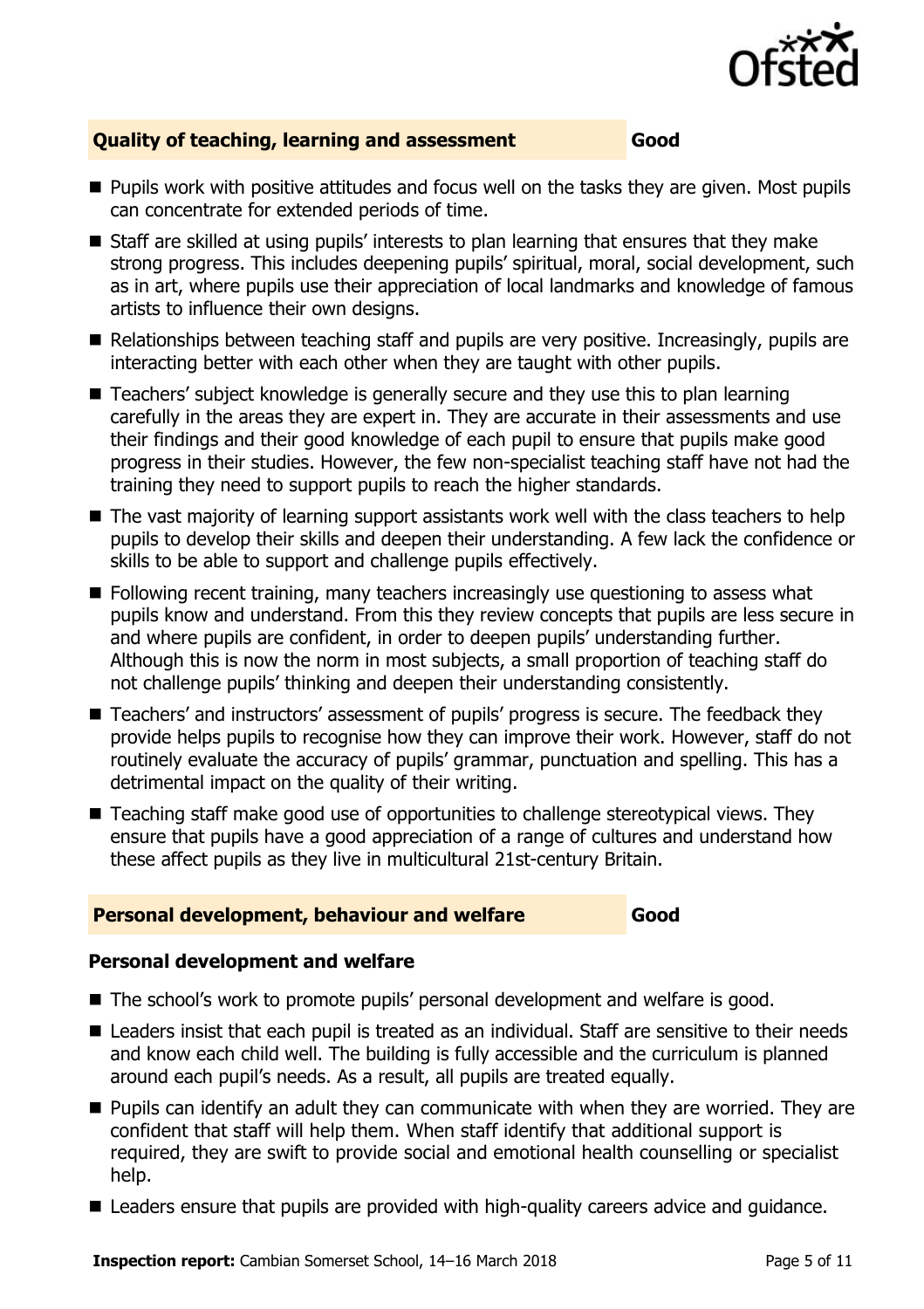## Quality of teaching, learning and assessment — Good

- Pupils work with positive attitudes and focus well on the tasks they are given. Most pupils can concentrate for extended periods of time.
- Staff are skilled at using pupils' interests to plan learning that ensures that they make strong progress. This includes deepening pupils' spiritual, moral, social development, such as in art, where pupils use their appreciation of local landmarks and knowledge of famous artists to influence their own designs.
- Relationships between teaching staff and pupils are very positive. Increasingly, pupils are interacting better with each other when they are taught with other pupils.
- Teachers' subject knowledge is generally secure and they use this to plan learning carefully in the areas they are expert in. They are accurate in their assessments and use their findings and their good knowledge of each pupil to ensure that pupils make good progress in their studies. However, the few non-specialist teaching staff have not had the training they need to support pupils to reach the higher standards.
- The vast majority of learning support assistants work well with the class teachers to help pupils to develop their skills and deepen their understanding. A few lack the confidence or skills to be able to support and challenge pupils effectively.
- Following recent training, many teachers increasingly use questioning to assess what pupils know and understand. From this they review concepts that pupils are less secure in and where pupils are confident, in order to deepen pupils' understanding further. Although this is now the norm in most subjects, a small proportion of teaching staff do not challenge pupils' thinking and deepen their understanding consistently.
- Teachers' and instructors' assessment of pupils' progress is secure. The feedback they provide helps pupils to recognise how they can improve their work. However, staff do not routinely evaluate the accuracy of pupils' grammar, punctuation and spelling. This has a detrimental impact on the quality of their writing.
- Teaching staff make good use of opportunities to challenge stereotypical views. They ensure that pupils have a good appreciation of a range of cultures and understand how these affect pupils as they live in multicultural 21st-century Britain.

## Personal development, behaviour and welfare — Good

### Personal development and welfare

- The school's work to promote pupils' personal development and welfare is good.
- Leaders insist that each pupil is treated as an individual. Staff are sensitive to their needs and know each child well. The building is fully accessible and the curriculum is planned around each pupil's needs. As a result, all pupils are treated equally.
- Pupils can identify an adult they can communicate with when they are worried. They are confident that staff will help them. When staff identify that additional support is required, they are swift to provide social and emotional health counselling or specialist help.
- Leaders ensure that pupils are provided with high-quality careers advice and guidance.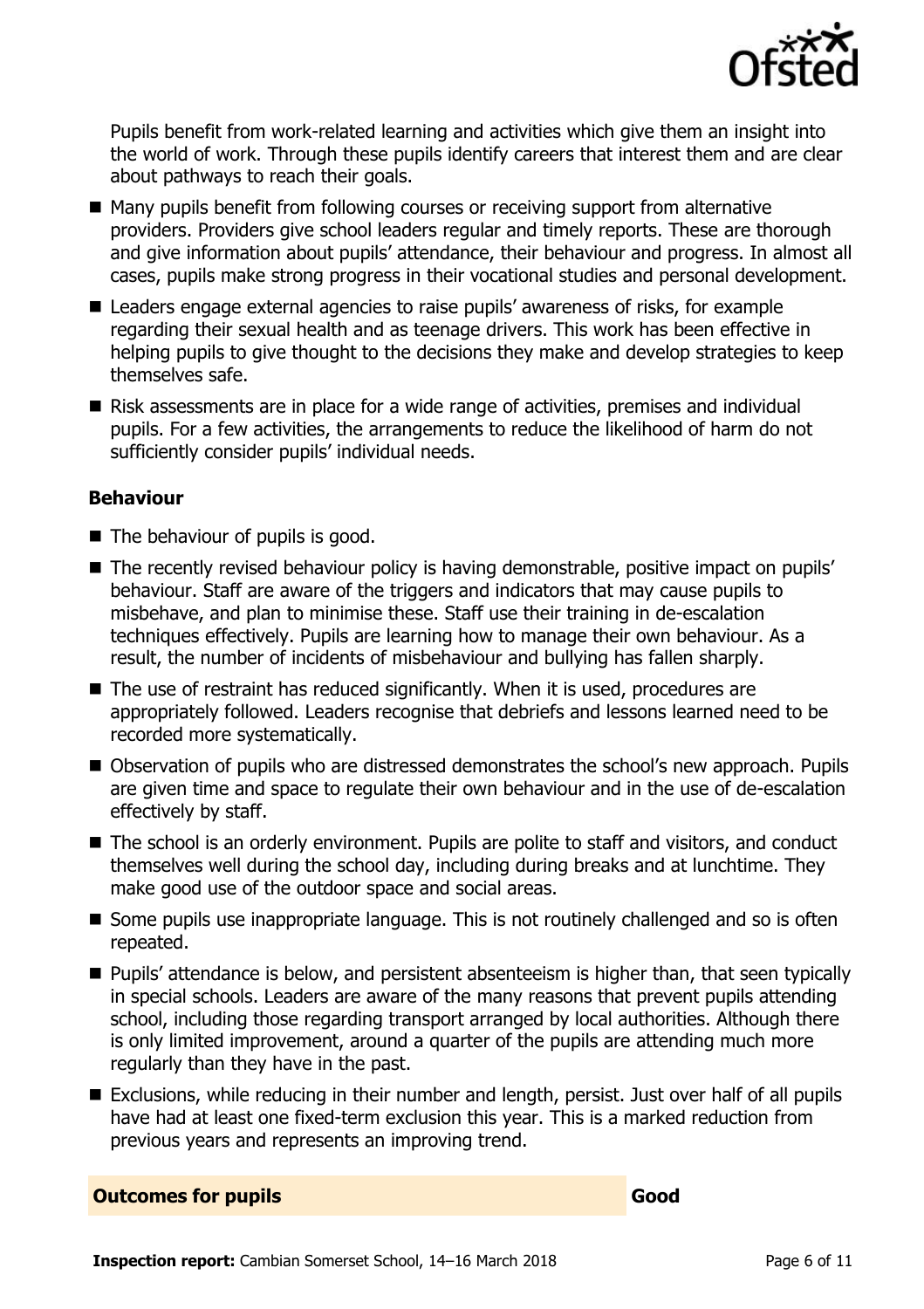Pupils benefit from work-related learning and activities which give them an insight into the world of work. Through these pupils identify careers that interest them and are clear about pathways to reach their goals.

- Many pupils benefit from following courses or receiving support from alternative providers. Providers give school leaders regular and timely reports. These are thorough and give information about pupils' attendance, their behaviour and progress. In almost all cases, pupils make strong progress in their vocational studies and personal development.
- Leaders engage external agencies to raise pupils' awareness of risks, for example regarding their sexual health and as teenage drivers. This work has been effective in helping pupils to give thought to the decisions they make and develop strategies to keep themselves safe.
- Risk assessments are in place for a wide range of activities, premises and individual pupils. For a few activities, the arrangements to reduce the likelihood of harm do not sufficiently consider pupils' individual needs.

### Behaviour

- The behaviour of pupils is good.
- The recently revised behaviour policy is having demonstrable, positive impact on pupils' behaviour. Staff are aware of the triggers and indicators that may cause pupils to misbehave, and plan to minimise these. Staff use their training in de-escalation techniques effectively. Pupils are learning how to manage their own behaviour. As a result, the number of incidents of misbehaviour and bullying has fallen sharply.
- The use of restraint has reduced significantly. When it is used, procedures are appropriately followed. Leaders recognise that debriefs and lessons learned need to be recorded more systematically.
- Observation of pupils who are distressed demonstrates the school's new approach. Pupils are given time and space to regulate their own behaviour and in the use of de-escalation effectively by staff.
- The school is an orderly environment. Pupils are polite to staff and visitors, and conduct themselves well during the school day, including during breaks and at lunchtime. They make good use of the outdoor space and social areas.
- Some pupils use inappropriate language. This is not routinely challenged and so is often repeated.
- Pupils' attendance is below, and persistent absenteeism is higher than, that seen typically in special schools. Leaders are aware of the many reasons that prevent pupils attending school, including those regarding transport arranged by local authorities. Although there is only limited improvement, around a quarter of the pupils are attending much more regularly than they have in the past.
- Exclusions, while reducing in their number and length, persist. Just over half of all pupils have had at least one fixed-term exclusion this year. This is a marked reduction from previous years and represents an improving trend.

| Outcomes for pupils | Good |
| --- | --- |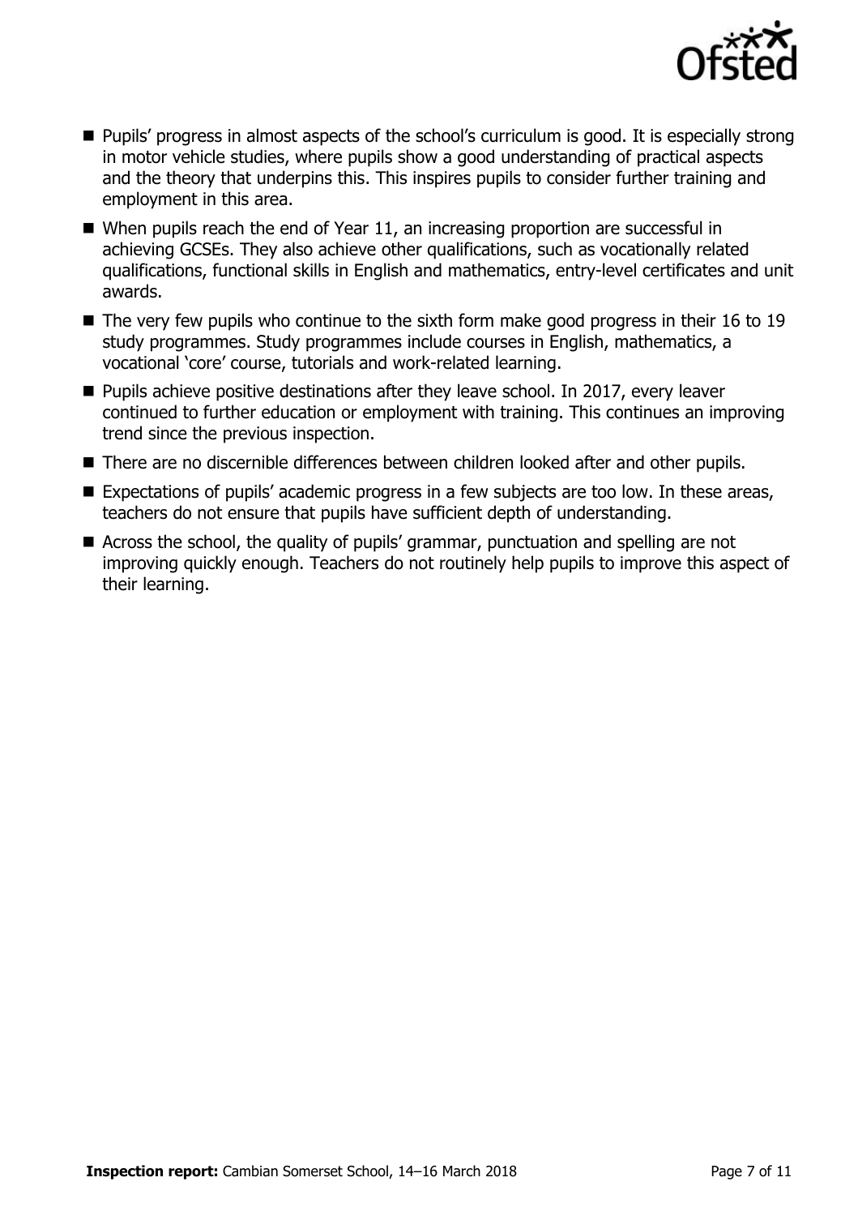- Pupils' progress in almost aspects of the school's curriculum is good. It is especially strong in motor vehicle studies, where pupils show a good understanding of practical aspects and the theory that underpins this. This inspires pupils to consider further training and employment in this area.
- When pupils reach the end of Year 11, an increasing proportion are successful in achieving GCSEs. They also achieve other qualifications, such as vocationally related qualifications, functional skills in English and mathematics, entry-level certificates and unit awards.
- The very few pupils who continue to the sixth form make good progress in their 16 to 19 study programmes. Study programmes include courses in English, mathematics, a vocational 'core' course, tutorials and work-related learning.
- Pupils achieve positive destinations after they leave school. In 2017, every leaver continued to further education or employment with training. This continues an improving trend since the previous inspection.
- There are no discernible differences between children looked after and other pupils.
- Expectations of pupils' academic progress in a few subjects are too low. In these areas, teachers do not ensure that pupils have sufficient depth of understanding.
- Across the school, the quality of pupils' grammar, punctuation and spelling are not improving quickly enough. Teachers do not routinely help pupils to improve this aspect of their learning.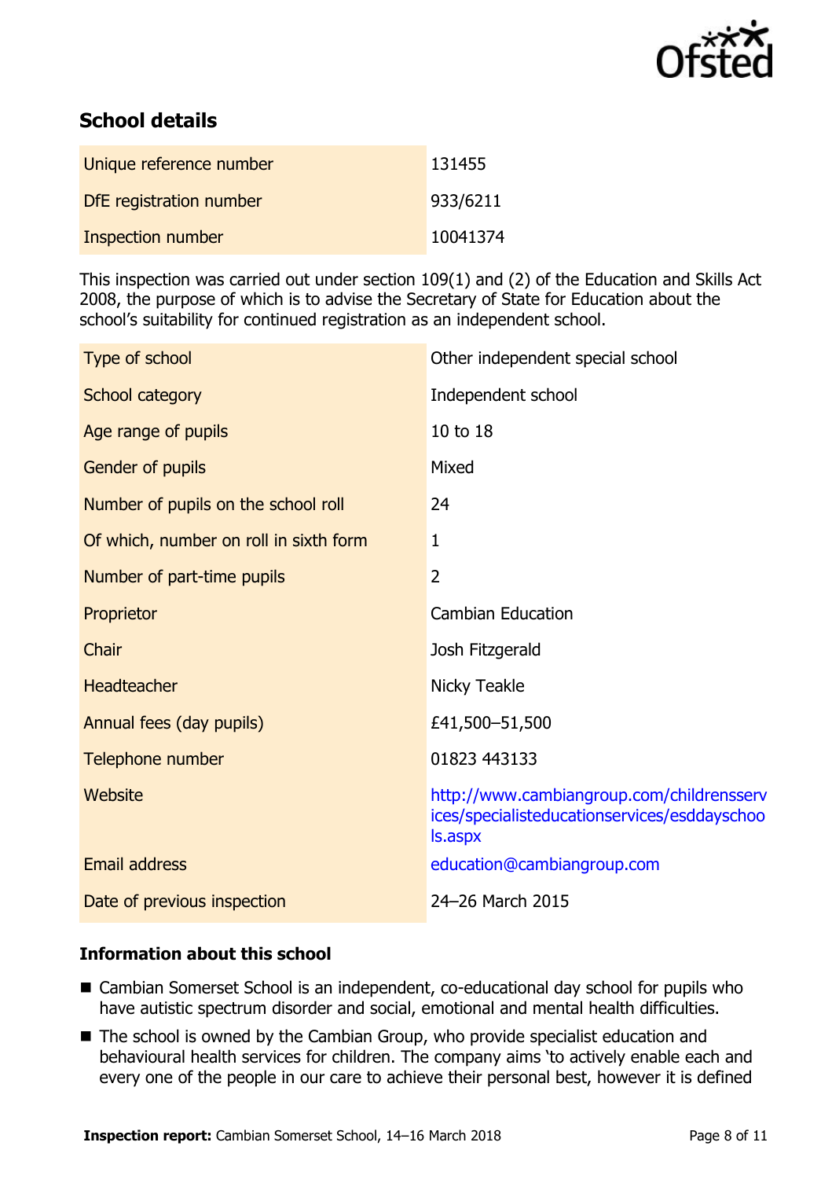## School details

| | |
|---|---|
| Unique reference number | 131455 |
| DfE registration number | 933/6211 |
| Inspection number | 10041374 |

This inspection was carried out under section 109(1) and (2) of the Education and Skills Act 2008, the purpose of which is to advise the Secretary of State for Education about the school's suitability for continued registration as an independent school.

| | |
|---|---|
| Type of school | Other independent special school |
| School category | Independent school |
| Age range of pupils | 10 to 18 |
| Gender of pupils | Mixed |
| Number of pupils on the school roll | 24 |
| Of which, number on roll in sixth form | 1 |
| Number of part-time pupils | 2 |
| Proprietor | Cambian Education |
| Chair | Josh Fitzgerald |
| Headteacher | Nicky Teakle |
| Annual fees (day pupils) | £41,500–51,500 |
| Telephone number | 01823 443133 |
| Website | http://www.cambiangroup.com/childrensservices/specialisteducationservices/esddayschools.aspx |
| Email address | education@cambiangroup.com |
| Date of previous inspection | 24–26 March 2015 |

### Information about this school

- Cambian Somerset School is an independent, co-educational day school for pupils who have autistic spectrum disorder and social, emotional and mental health difficulties.
- The school is owned by the Cambian Group, who provide specialist education and behavioural health services for children. The company aims 'to actively enable each and every one of the people in our care to achieve their personal best, however it is defined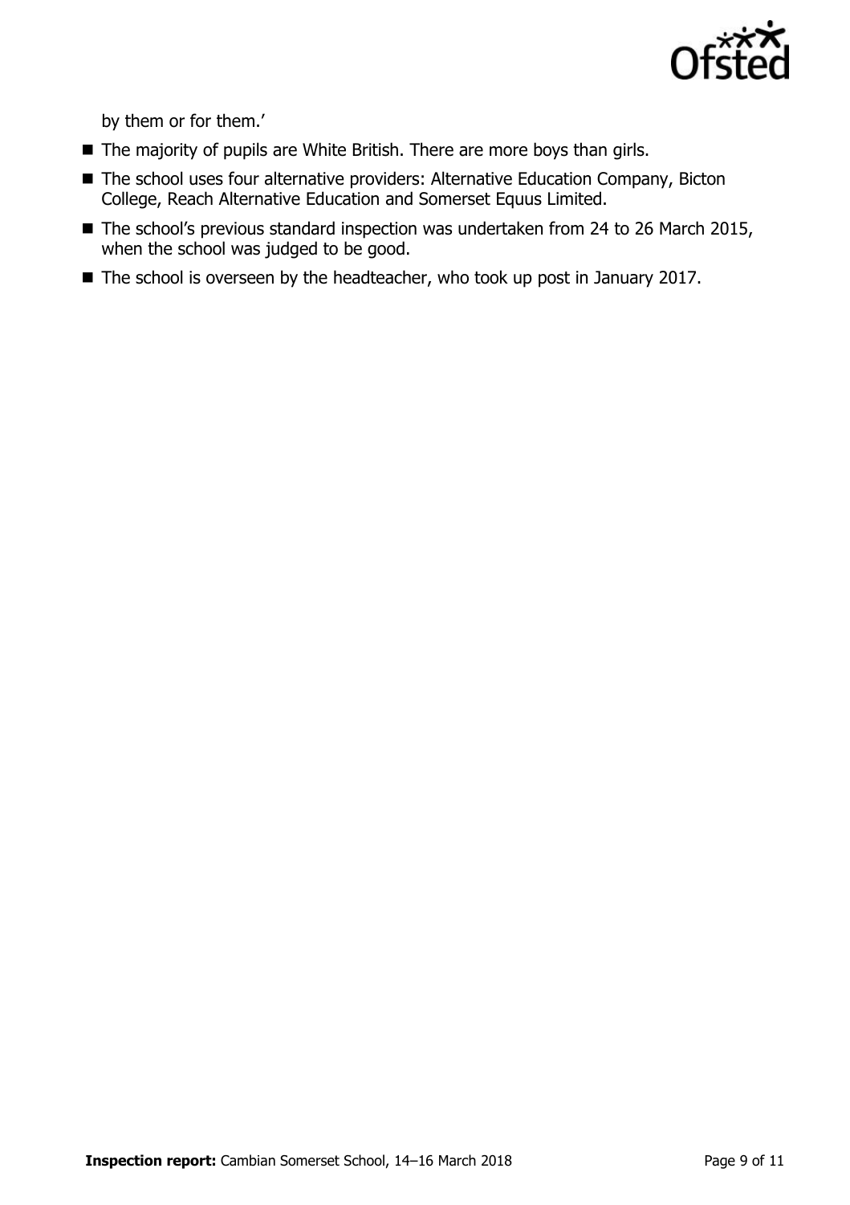by them or for them.'

- The majority of pupils are White British. There are more boys than girls.
- The school uses four alternative providers: Alternative Education Company, Bicton College, Reach Alternative Education and Somerset Equus Limited.
- The school's previous standard inspection was undertaken from 24 to 26 March 2015, when the school was judged to be good.
- The school is overseen by the headteacher, who took up post in January 2017.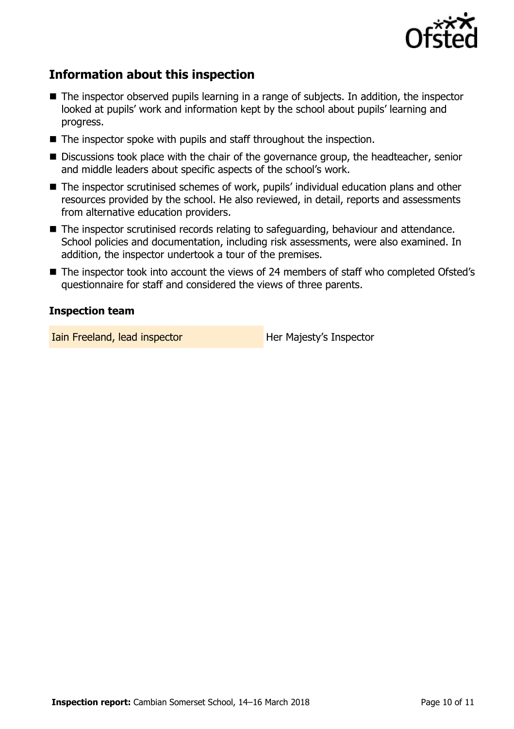## Information about this inspection

- The inspector observed pupils learning in a range of subjects. In addition, the inspector looked at pupils' work and information kept by the school about pupils' learning and progress.
- The inspector spoke with pupils and staff throughout the inspection.
- Discussions took place with the chair of the governance group, the headteacher, senior and middle leaders about specific aspects of the school's work.
- The inspector scrutinised schemes of work, pupils' individual education plans and other resources provided by the school. He also reviewed, in detail, reports and assessments from alternative education providers.
- The inspector scrutinised records relating to safeguarding, behaviour and attendance. School policies and documentation, including risk assessments, were also examined. In addition, the inspector undertook a tour of the premises.
- The inspector took into account the views of 24 members of staff who completed Ofsted's questionnaire for staff and considered the views of three parents.

### Inspection team

| | |
|---|---|
| Iain Freeland, lead inspector | Her Majesty's Inspector |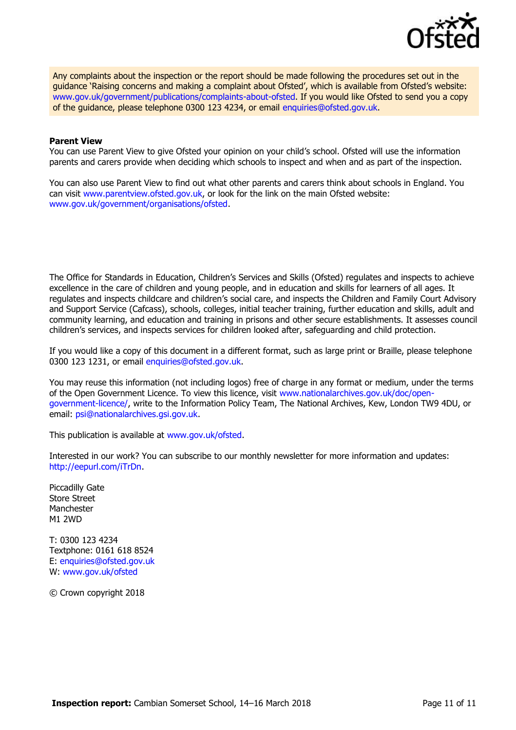Any complaints about the inspection or the report should be made following the procedures set out in the guidance 'Raising concerns and making a complaint about Ofsted', which is available from Ofsted's website: www.gov.uk/government/publications/complaints-about-ofsted. If you would like Ofsted to send you a copy of the guidance, please telephone 0300 123 4234, or email enquiries@ofsted.gov.uk.

**Parent View**

You can use Parent View to give Ofsted your opinion on your child's school. Ofsted will use the information parents and carers provide when deciding which schools to inspect and when and as part of the inspection.

You can also use Parent View to find out what other parents and carers think about schools in England. You can visit www.parentview.ofsted.gov.uk, or look for the link on the main Ofsted website: www.gov.uk/government/organisations/ofsted.

The Office for Standards in Education, Children's Services and Skills (Ofsted) regulates and inspects to achieve excellence in the care of children and young people, and in education and skills for learners of all ages. It regulates and inspects childcare and children's social care, and inspects the Children and Family Court Advisory and Support Service (Cafcass), schools, colleges, initial teacher training, further education and skills, adult and community learning, and education and training in prisons and other secure establishments. It assesses council children's services, and inspects services for children looked after, safeguarding and child protection.

If you would like a copy of this document in a different format, such as large print or Braille, please telephone 0300 123 1231, or email enquiries@ofsted.gov.uk.

You may reuse this information (not including logos) free of charge in any format or medium, under the terms of the Open Government Licence. To view this licence, visit www.nationalarchives.gov.uk/doc/open-government-licence/, write to the Information Policy Team, The National Archives, Kew, London TW9 4DU, or email: psi@nationalarchives.gsi.gov.uk.

This publication is available at www.gov.uk/ofsted.

Interested in our work? You can subscribe to our monthly newsletter for more information and updates: http://eepurl.com/iTrDn.

Piccadilly Gate
Store Street
Manchester
M1 2WD

T: 0300 123 4234
Textphone: 0161 618 8524
E: enquiries@ofsted.gov.uk
W: www.gov.uk/ofsted

© Crown copyright 2018